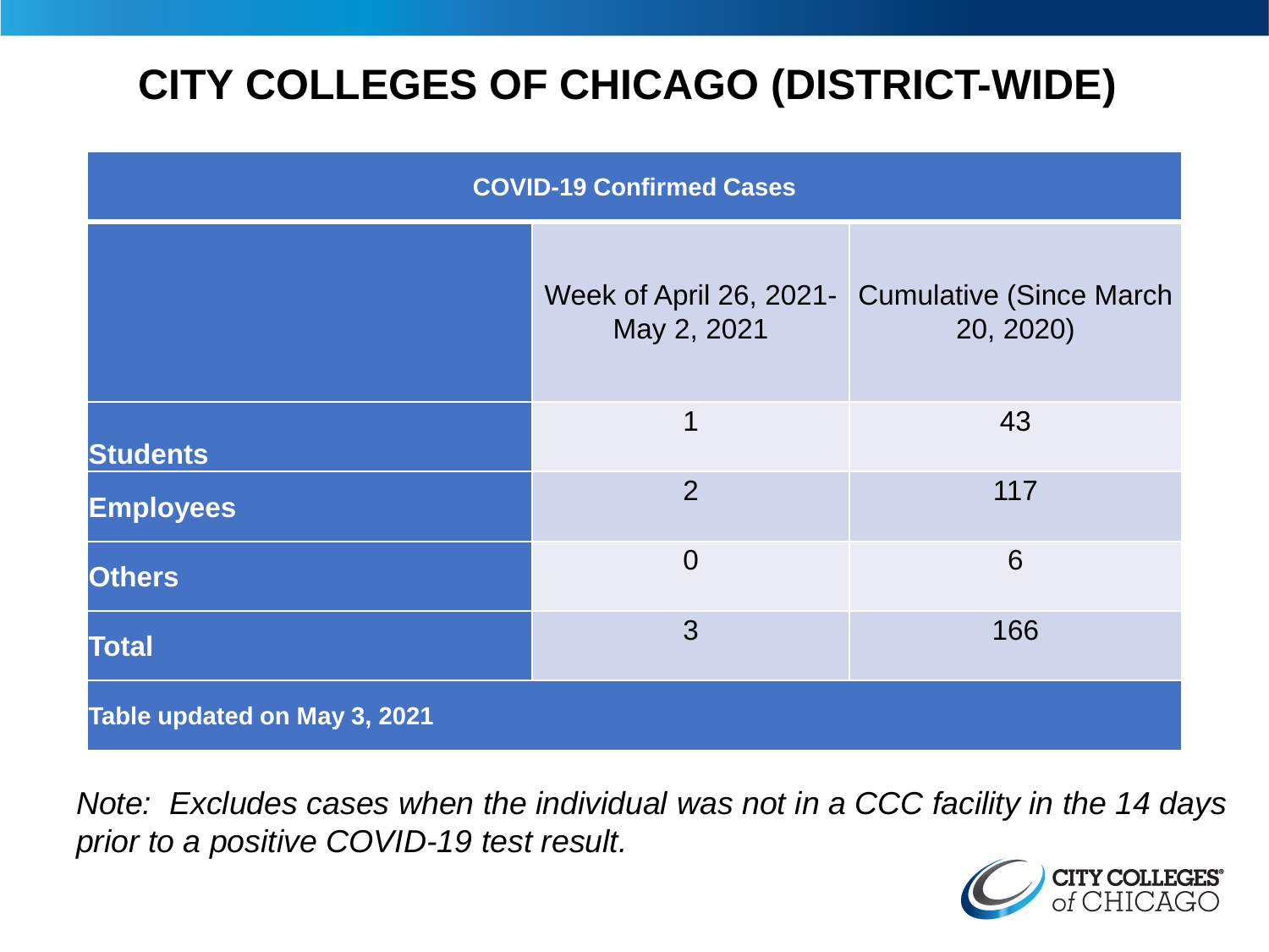# CITY COLLEGES OF CHICAGO (DISTRICT-WIDE)

| COVID-19 Confirmed Cases | | |
|---|---|---|
| | Week of April 26, 2021-May 2, 2021 | Cumulative (Since March 20, 2020) |
| **Students** | 1 | 43 |
| **Employees** | 2 | 117 |
| **Others** | 0 | 6 |
| **Total** | 3 | 166 |
| **Table updated on May 3, 2021** | | |

*Note: Excludes cases when the individual was not in a CCC facility in the 14 days prior to a positive COVID-19 test result.*

CITY COLLEGES of CHICAGO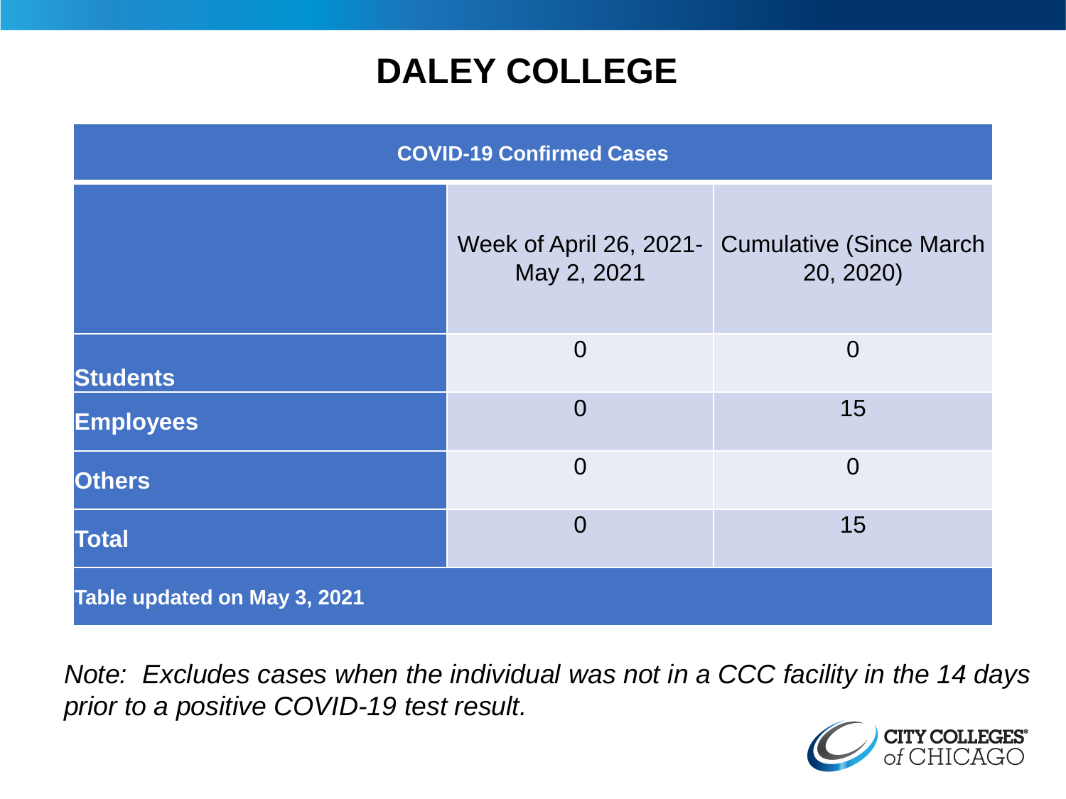# DALEY COLLEGE

| COVID-19 Confirmed Cases | | |
|---|---|---|
| | Week of April 26, 2021- May 2, 2021 | Cumulative (Since March 20, 2020) |
| **Students** | 0 | 0 |
| **Employees** | 0 | 15 |
| **Others** | 0 | 0 |
| **Total** | 0 | 15 |
| **Table updated on May 3, 2021** | | |

*Note: Excludes cases when the individual was not in a CCC facility in the 14 days prior to a positive COVID-19 test result.*

CITY COLLEGES of CHICAGO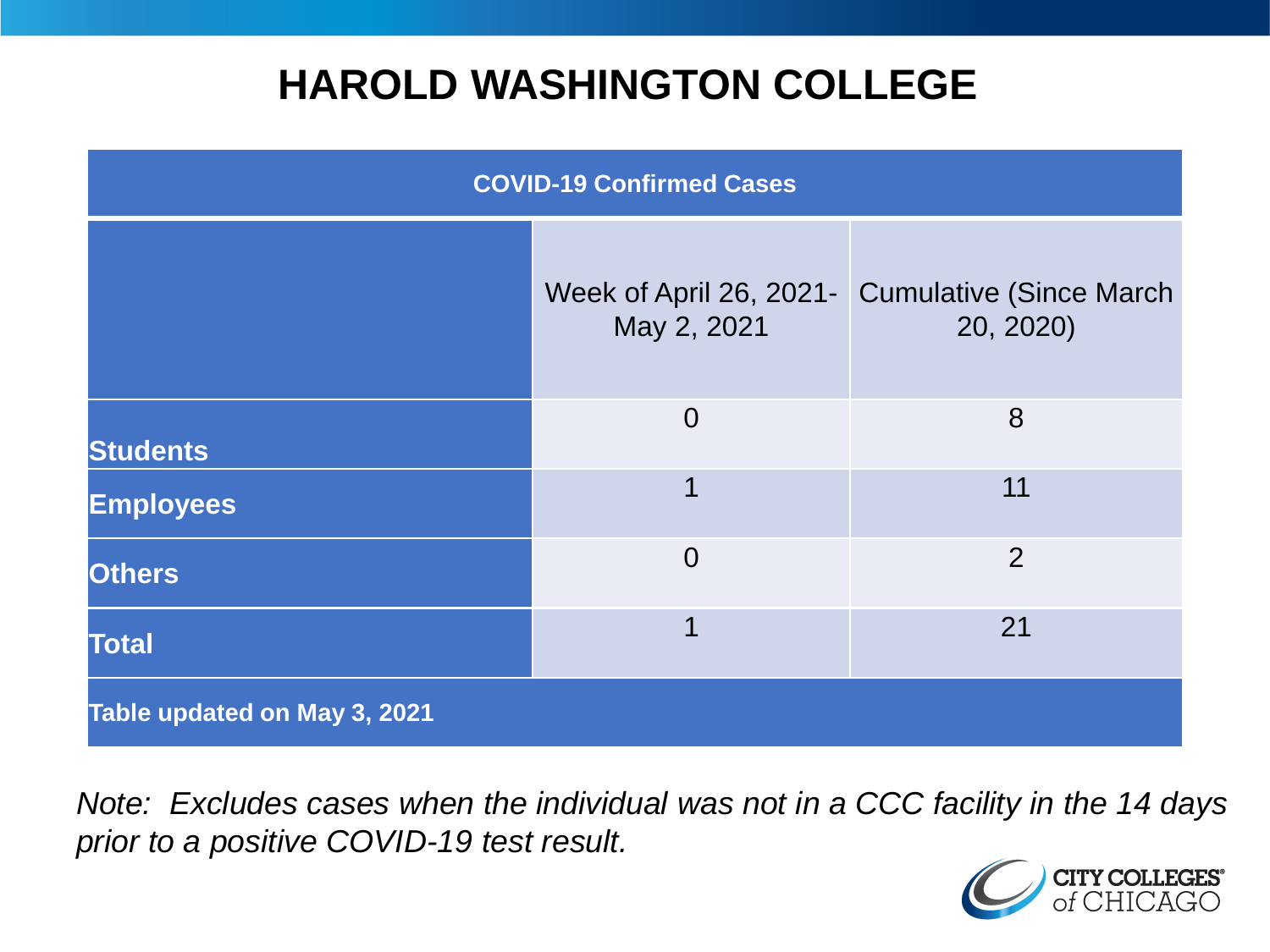# HAROLD WASHINGTON COLLEGE

| COVID-19 Confirmed Cases | | |
|---|---|---|
| | Week of April 26, 2021-May 2, 2021 | Cumulative (Since March 20, 2020) |
| **Students** | 0 | 8 |
| **Employees** | 1 | 11 |
| **Others** | 0 | 2 |
| **Total** | 1 | 21 |
| **Table updated on May 3, 2021** | | |

*Note: Excludes cases when the individual was not in a CCC facility in the 14 days prior to a positive COVID-19 test result.*

CITY COLLEGES of CHICAGO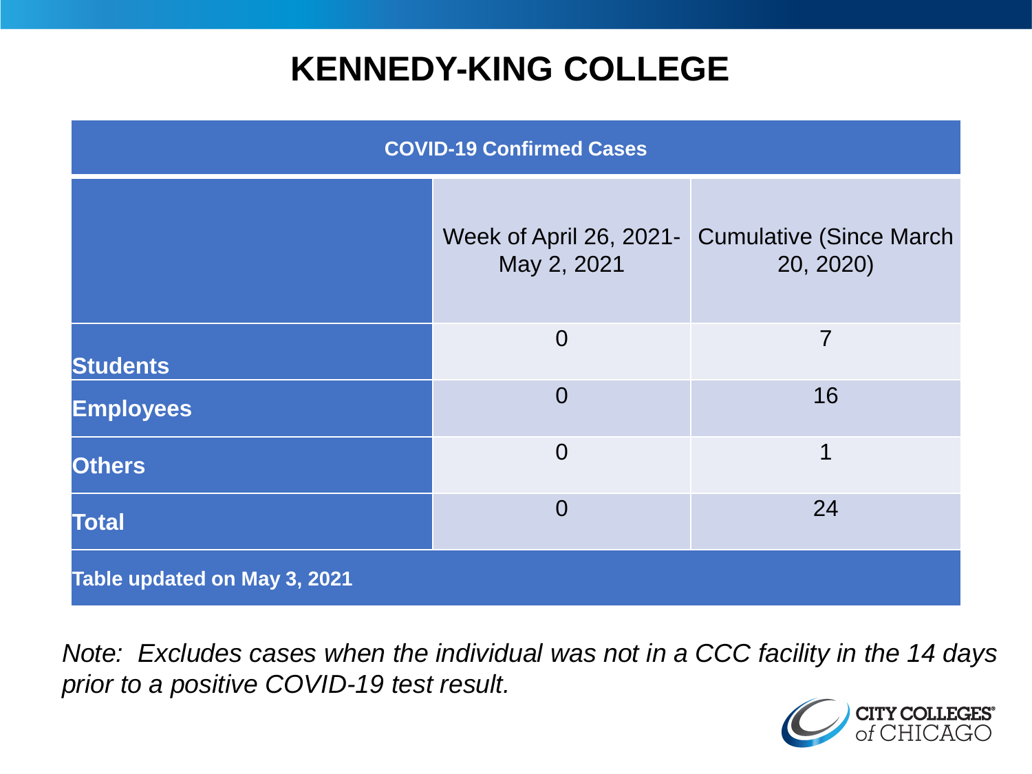# KENNEDY-KING COLLEGE

| COVID-19 Confirmed Cases | | |
|---|---|---|
| | Week of April 26, 2021-May 2, 2021 | Cumulative (Since March 20, 2020) |
| **Students** | 0 | 7 |
| **Employees** | 0 | 16 |
| **Others** | 0 | 1 |
| **Total** | 0 | 24 |
| **Table updated on May 3, 2021** | | |

*Note: Excludes cases when the individual was not in a CCC facility in the 14 days prior to a positive COVID-19 test result.*

CITY COLLEGES of CHICAGO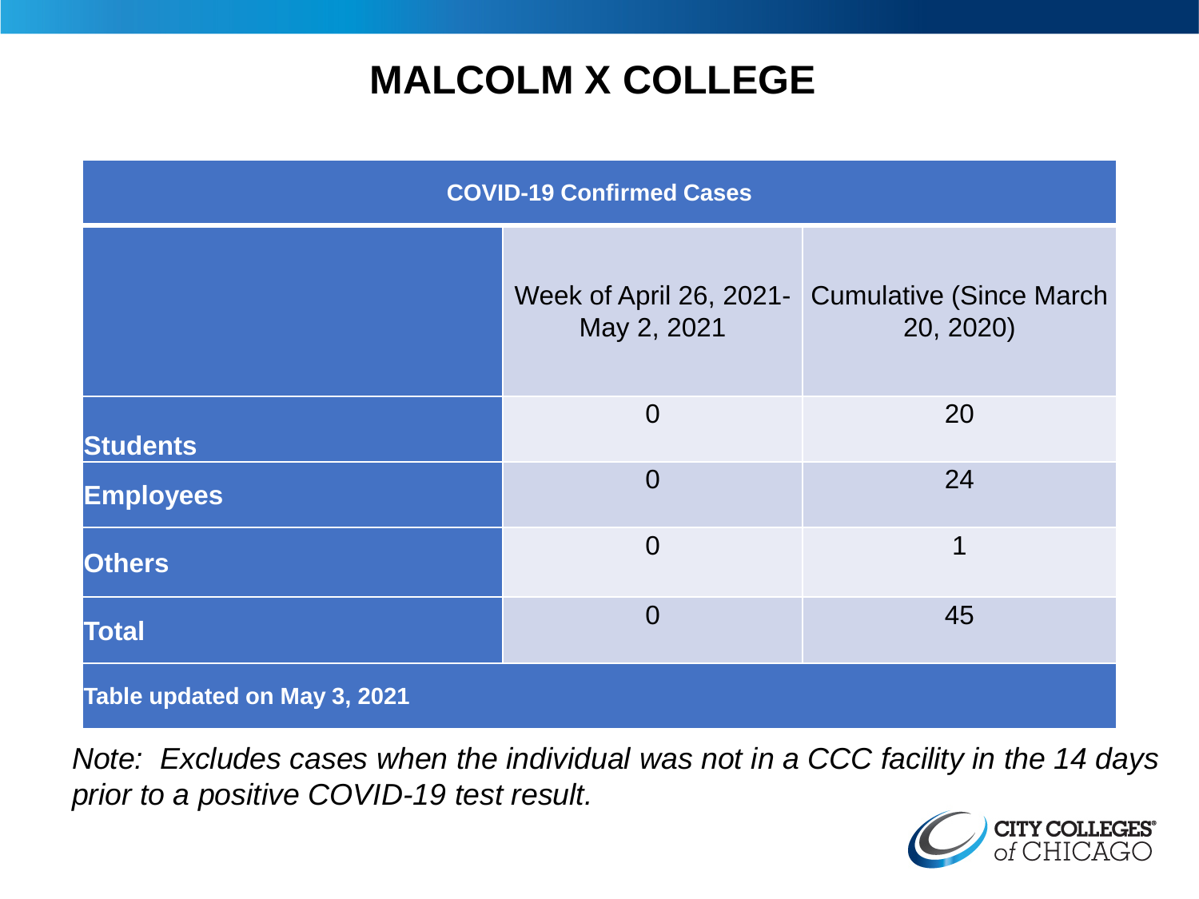# MALCOLM X COLLEGE

| COVID-19 Confirmed Cases | | |
|---|---|---|
| | Week of April 26, 2021-May 2, 2021 | Cumulative (Since March 20, 2020) |
| **Students** | 0 | 20 |
| **Employees** | 0 | 24 |
| **Others** | 0 | 1 |
| **Total** | 0 | 45 |
| **Table updated on May 3, 2021** | | |

*Note: Excludes cases when the individual was not in a CCC facility in the 14 days prior to a positive COVID-19 test result.*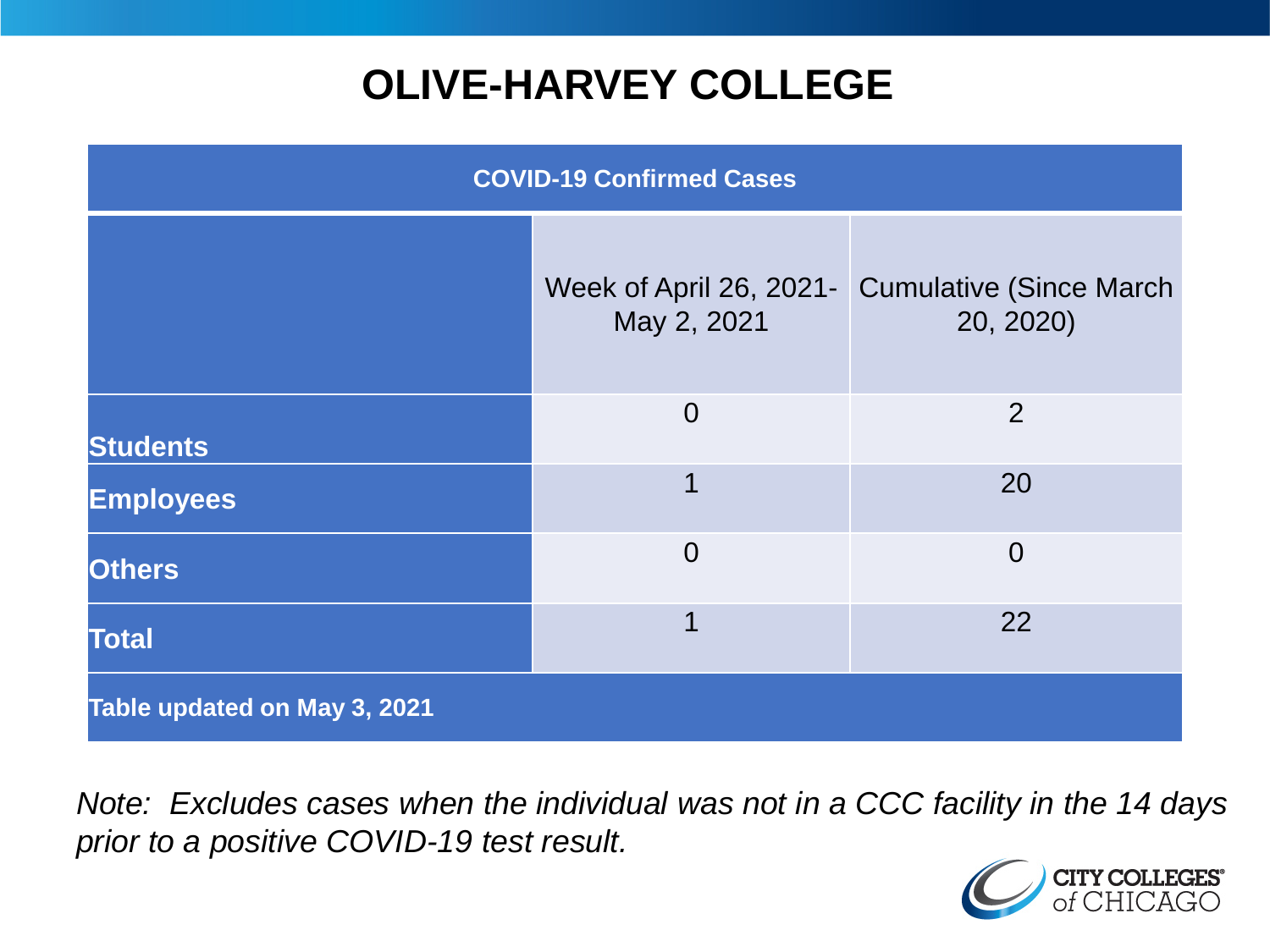# OLIVE-HARVEY COLLEGE

| COVID-19 Confirmed Cases | | |
|---|---|---|
| | Week of April 26, 2021- May 2, 2021 | Cumulative (Since March 20, 2020) |
| **Students** | 0 | 2 |
| **Employees** | 1 | 20 |
| **Others** | 0 | 0 |
| **Total** | 1 | 22 |
| **Table updated on May 3, 2021** | | |

*Note: Excludes cases when the individual was not in a CCC facility in the 14 days prior to a positive COVID-19 test result.*

CITY COLLEGES of CHICAGO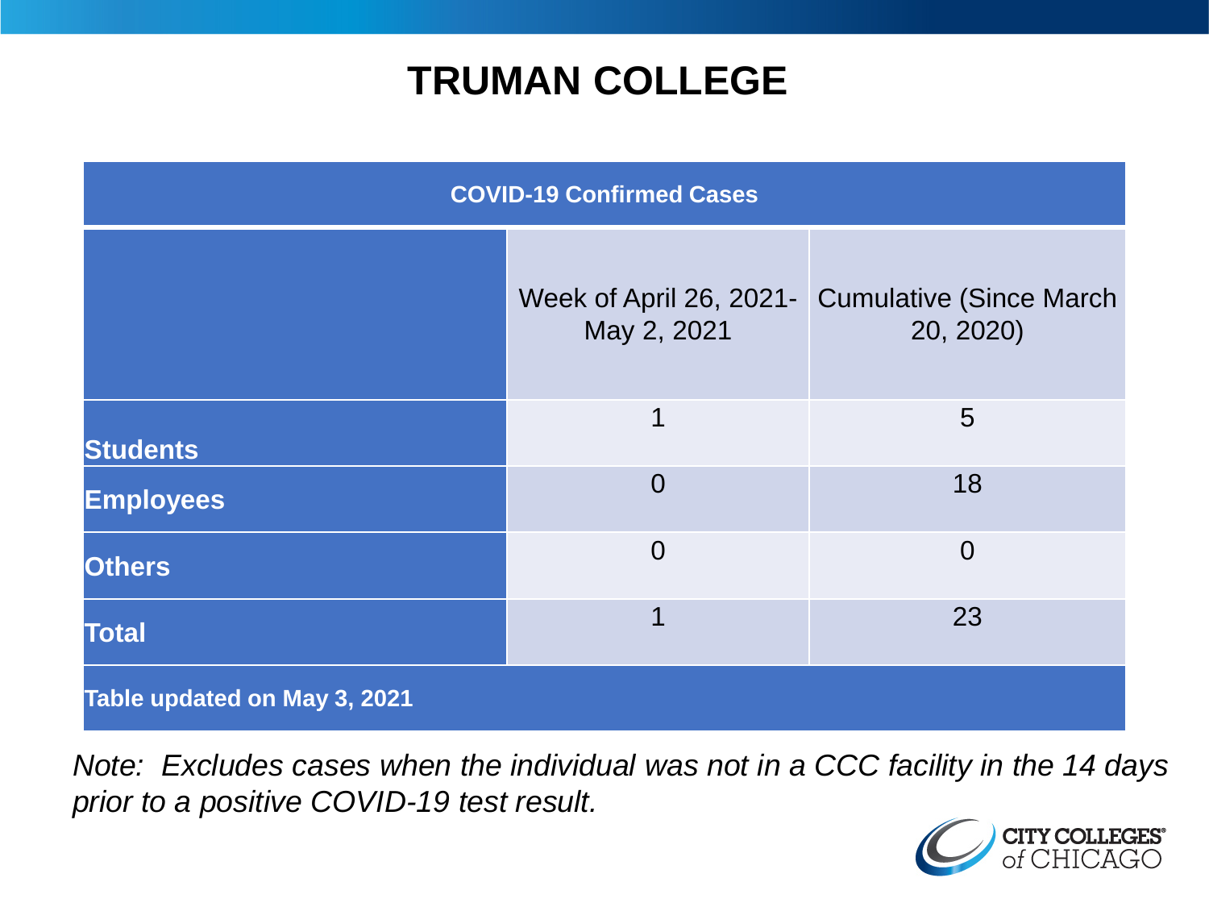# TRUMAN COLLEGE

| COVID-19 Confirmed Cases | | |
|---|---|---|
| | Week of April 26, 2021- May 2, 2021 | Cumulative (Since March 20, 2020) |
| **Students** | 1 | 5 |
| **Employees** | 0 | 18 |
| **Others** | 0 | 0 |
| **Total** | 1 | 23 |
| **Table updated on May 3, 2021** | | |

*Note: Excludes cases when the individual was not in a CCC facility in the 14 days prior to a positive COVID-19 test result.*

CITY COLLEGES of CHICAGO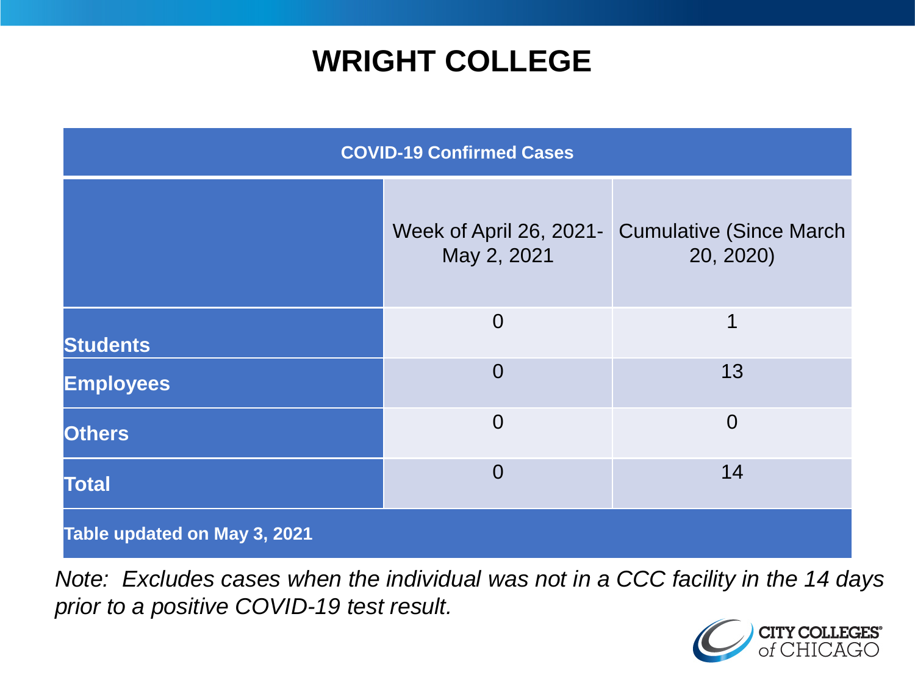# WRIGHT COLLEGE

| COVID-19 Confirmed Cases | | |
|---|---|---|
| | Week of April 26, 2021- May 2, 2021 | Cumulative (Since March 20, 2020) |
| **Students** | 0 | 1 |
| **Employees** | 0 | 13 |
| **Others** | 0 | 0 |
| **Total** | 0 | 14 |
| **Table updated on May 3, 2021** | | |

*Note: Excludes cases when the individual was not in a CCC facility in the 14 days prior to a positive COVID-19 test result.*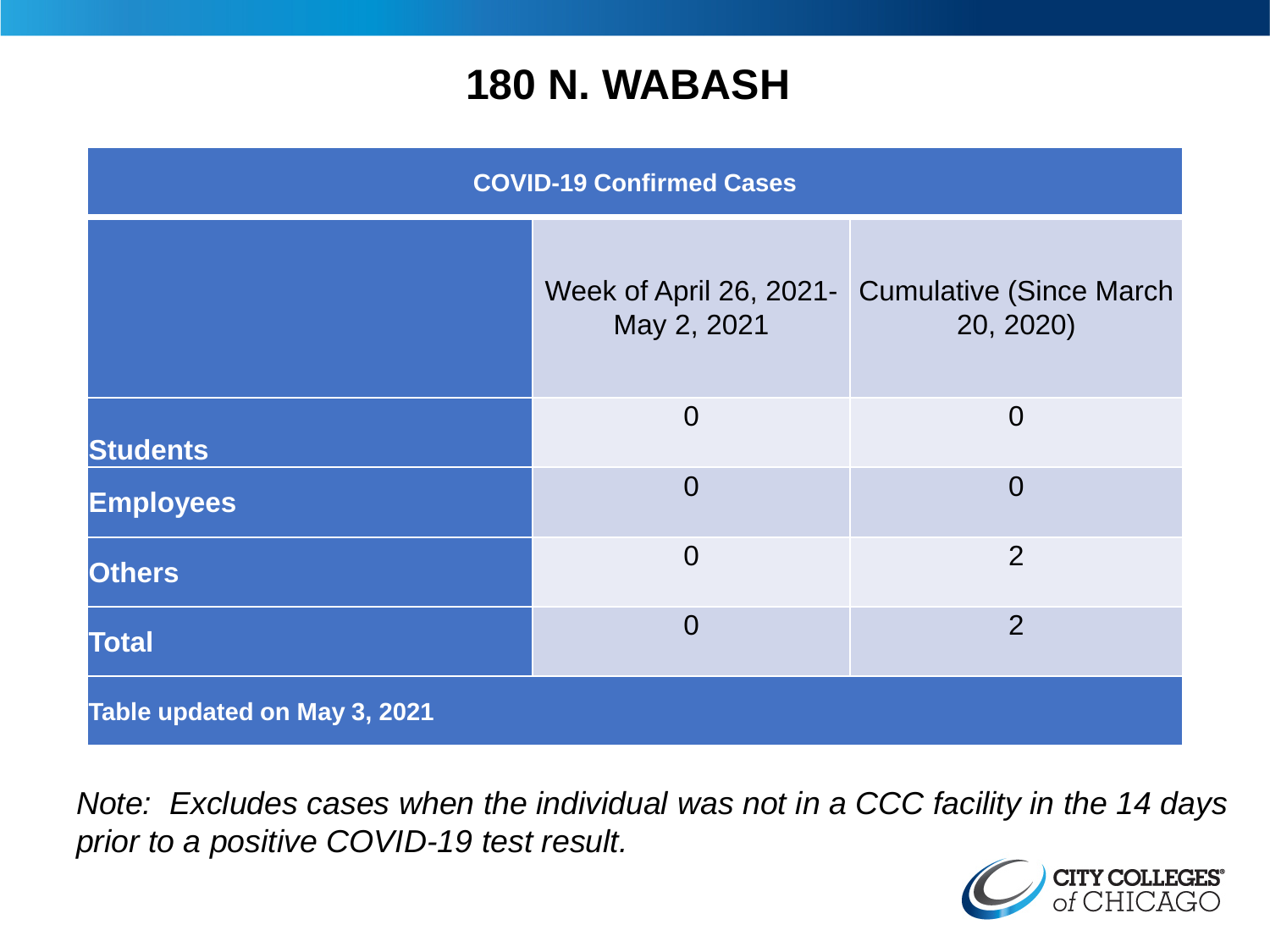# 180 N. WABASH

| COVID-19 Confirmed Cases | | |
|---|---|---|
| | Week of April 26, 2021-May 2, 2021 | Cumulative (Since March 20, 2020) |
| **Students** | 0 | 0 |
| **Employees** | 0 | 0 |
| **Others** | 0 | 2 |
| **Total** | 0 | 2 |
| **Table updated on May 3, 2021** | | |

*Note: Excludes cases when the individual was not in a CCC facility in the 14 days prior to a positive COVID-19 test result.*

CITY COLLEGES of CHICAGO